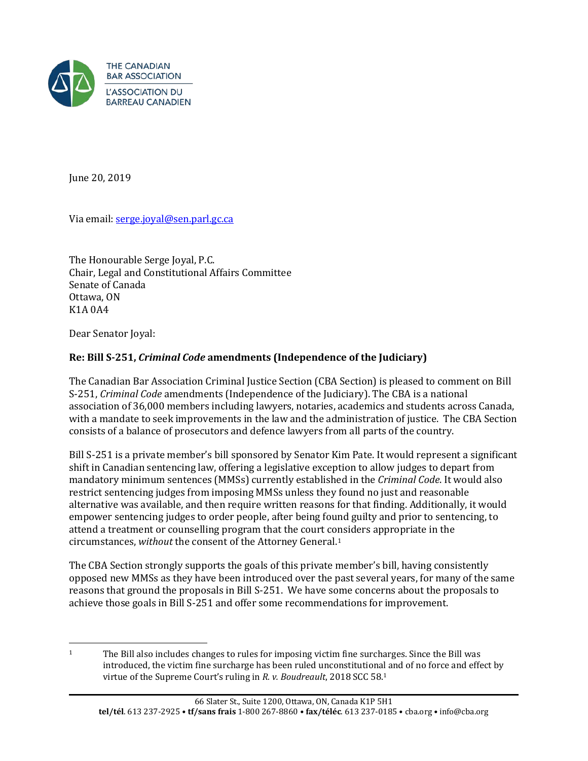THE CANADIAN BAR ASSOCIATION
L'ASSOCIATION DU BARREAU CANADIEN

June 20, 2019

Via email: serge.joyal@sen.parl.gc.ca

The Honourable Serge Joyal, P.C.
Chair, Legal and Constitutional Affairs Committee
Senate of Canada
Ottawa, ON
K1A 0A4

Dear Senator Joyal:

**Re: Bill S-251, *Criminal Code* amendments (Independence of the Judiciary)**

The Canadian Bar Association Criminal Justice Section (CBA Section) is pleased to comment on Bill S-251, *Criminal Code* amendments (Independence of the Judiciary). The CBA is a national association of 36,000 members including lawyers, notaries, academics and students across Canada, with a mandate to seek improvements in the law and the administration of justice. The CBA Section consists of a balance of prosecutors and defence lawyers from all parts of the country.

Bill S-251 is a private member's bill sponsored by Senator Kim Pate. It would represent a significant shift in Canadian sentencing law, offering a legislative exception to allow judges to depart from mandatory minimum sentences (MMSs) currently established in the *Criminal Code*. It would also restrict sentencing judges from imposing MMSs unless they found no just and reasonable alternative was available, and then require written reasons for that finding. Additionally, it would empower sentencing judges to order people, after being found guilty and prior to sentencing, to attend a treatment or counselling program that the court considers appropriate in the circumstances, *without* the consent of the Attorney General.[1]

The CBA Section strongly supports the goals of this private member's bill, having consistently opposed new MMSs as they have been introduced over the past several years, for many of the same reasons that ground the proposals in Bill S-251. We have some concerns about the proposals to achieve those goals in Bill S-251 and offer some recommendations for improvement.

---

[1] The Bill also includes changes to rules for imposing victim fine surcharges. Since the Bill was introduced, the victim fine surcharge has been ruled unconstitutional and of no force and effect by virtue of the Supreme Court's ruling in *R. v. Boudreault*, 2018 SCC 58.[1]

66 Slater St., Suite 1200, Ottawa, ON, Canada K1P 5H1
**tel/tél**. 613 237-2925 • **tf/sans frais** 1-800 267-8860 • **fax/téléc**. 613 237-0185 • cba.org • info@cba.org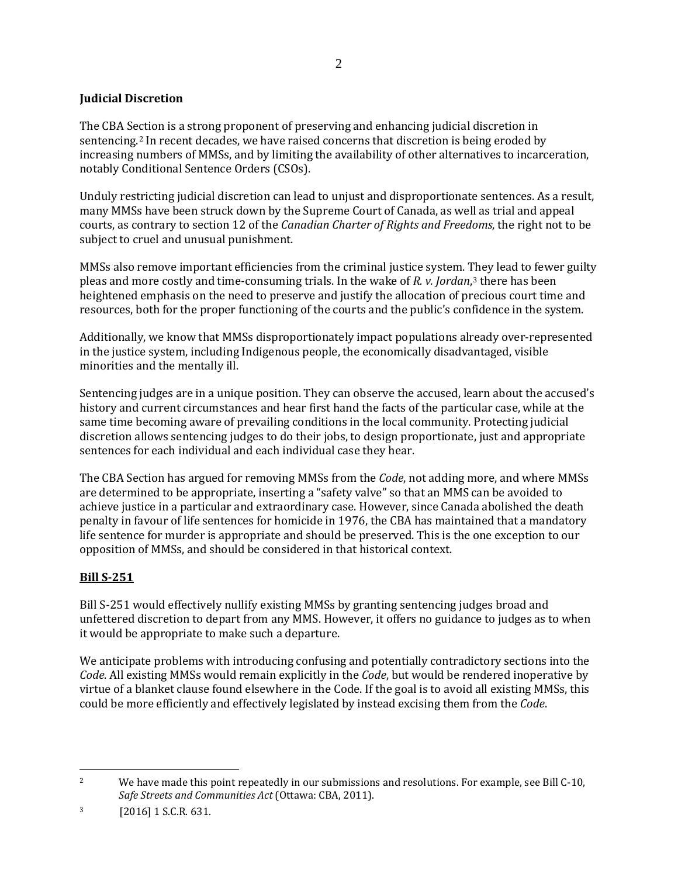**Judicial Discretion**

The CBA Section is a strong proponent of preserving and enhancing judicial discretion in sentencing.[2] In recent decades, we have raised concerns that discretion is being eroded by increasing numbers of MMSs, and by limiting the availability of other alternatives to incarceration, notably Conditional Sentence Orders (CSOs).

Unduly restricting judicial discretion can lead to unjust and disproportionate sentences. As a result, many MMSs have been struck down by the Supreme Court of Canada, as well as trial and appeal courts, as contrary to section 12 of the *Canadian Charter of Rights and Freedoms*, the right not to be subject to cruel and unusual punishment.

MMSs also remove important efficiencies from the criminal justice system. They lead to fewer guilty pleas and more costly and time-consuming trials. In the wake of *R. v. Jordan*,[3] there has been heightened emphasis on the need to preserve and justify the allocation of precious court time and resources, both for the proper functioning of the courts and the public's confidence in the system.

Additionally, we know that MMSs disproportionately impact populations already over-represented in the justice system, including Indigenous people, the economically disadvantaged, visible minorities and the mentally ill.

Sentencing judges are in a unique position. They can observe the accused, learn about the accused's history and current circumstances and hear first hand the facts of the particular case, while at the same time becoming aware of prevailing conditions in the local community. Protecting judicial discretion allows sentencing judges to do their jobs, to design proportionate, just and appropriate sentences for each individual and each individual case they hear.

The CBA Section has argued for removing MMSs from the *Code*, not adding more, and where MMSs are determined to be appropriate, inserting a "safety valve" so that an MMS can be avoided to achieve justice in a particular and extraordinary case. However, since Canada abolished the death penalty in favour of life sentences for homicide in 1976, the CBA has maintained that a mandatory life sentence for murder is appropriate and should be preserved. This is the one exception to our opposition of MMSs, and should be considered in that historical context.

**Bill S-251**

Bill S-251 would effectively nullify existing MMSs by granting sentencing judges broad and unfettered discretion to depart from any MMS. However, it offers no guidance to judges as to when it would be appropriate to make such a departure.

We anticipate problems with introducing confusing and potentially contradictory sections into the *Code*. All existing MMSs would remain explicitly in the *Code*, but would be rendered inoperative by virtue of a blanket clause found elsewhere in the Code. If the goal is to avoid all existing MMSs, this could be more efficiently and effectively legislated by instead excising them from the *Code*.

---

[2] We have made this point repeatedly in our submissions and resolutions. For example, see Bill C-10, *Safe Streets and Communities Act* (Ottawa: CBA, 2011).

[3] [2016] 1 S.C.R. 631.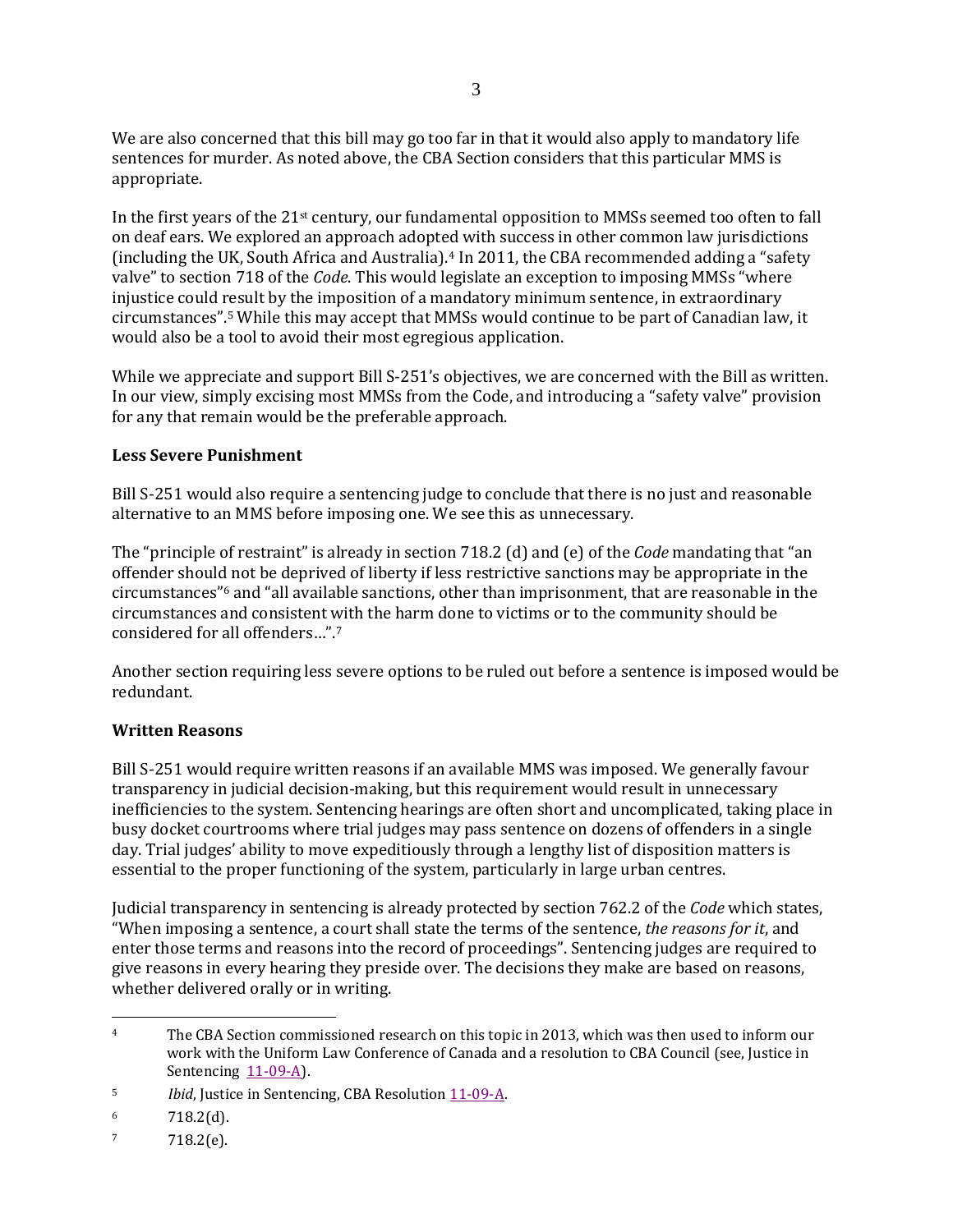We are also concerned that this bill may go too far in that it would also apply to mandatory life sentences for murder. As noted above, the CBA Section considers that this particular MMS is appropriate.

In the first years of the 21st century, our fundamental opposition to MMSs seemed too often to fall on deaf ears. We explored an approach adopted with success in other common law jurisdictions (including the UK, South Africa and Australia).[4] In 2011, the CBA recommended adding a "safety valve" to section 718 of the *Code*. This would legislate an exception to imposing MMSs "where injustice could result by the imposition of a mandatory minimum sentence, in extraordinary circumstances".[5] While this may accept that MMSs would continue to be part of Canadian law, it would also be a tool to avoid their most egregious application.

While we appreciate and support Bill S-251's objectives, we are concerned with the Bill as written. In our view, simply excising most MMSs from the Code, and introducing a "safety valve" provision for any that remain would be the preferable approach.

**Less Severe Punishment**

Bill S-251 would also require a sentencing judge to conclude that there is no just and reasonable alternative to an MMS before imposing one. We see this as unnecessary.

The "principle of restraint" is already in section 718.2 (d) and (e) of the *Code* mandating that "an offender should not be deprived of liberty if less restrictive sanctions may be appropriate in the circumstances"[6] and "all available sanctions, other than imprisonment, that are reasonable in the circumstances and consistent with the harm done to victims or to the community should be considered for all offenders…".[7]

Another section requiring less severe options to be ruled out before a sentence is imposed would be redundant.

**Written Reasons**

Bill S-251 would require written reasons if an available MMS was imposed. We generally favour transparency in judicial decision-making, but this requirement would result in unnecessary inefficiencies to the system. Sentencing hearings are often short and uncomplicated, taking place in busy docket courtrooms where trial judges may pass sentence on dozens of offenders in a single day. Trial judges' ability to move expeditiously through a lengthy list of disposition matters is essential to the proper functioning of the system, particularly in large urban centres.

Judicial transparency in sentencing is already protected by section 762.2 of the *Code* which states, "When imposing a sentence, a court shall state the terms of the sentence, *the reasons for it*, and enter those terms and reasons into the record of proceedings". Sentencing judges are required to give reasons in every hearing they preside over. The decisions they make are based on reasons, whether delivered orally or in writing.

---

[4] The CBA Section commissioned research on this topic in 2013, which was then used to inform our work with the Uniform Law Conference of Canada and a resolution to CBA Council (see, Justice in Sentencing 11-09-A).

[5] *Ibid*, Justice in Sentencing, CBA Resolution 11-09-A.

[6] 718.2(d).

[7] 718.2(e).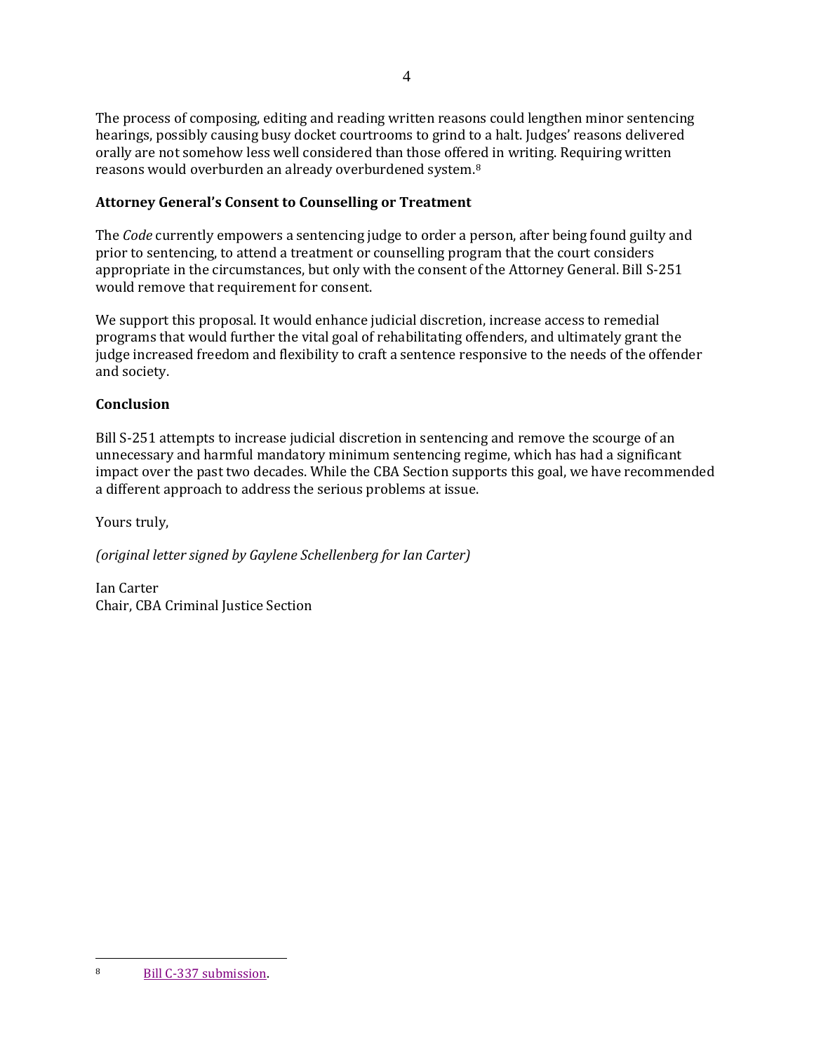The process of composing, editing and reading written reasons could lengthen minor sentencing hearings, possibly causing busy docket courtrooms to grind to a halt. Judges' reasons delivered orally are not somehow less well considered than those offered in writing. Requiring written reasons would overburden an already overburdened system.[8]

**Attorney General's Consent to Counselling or Treatment**

The *Code* currently empowers a sentencing judge to order a person, after being found guilty and prior to sentencing, to attend a treatment or counselling program that the court considers appropriate in the circumstances, but only with the consent of the Attorney General. Bill S-251 would remove that requirement for consent.

We support this proposal. It would enhance judicial discretion, increase access to remedial programs that would further the vital goal of rehabilitating offenders, and ultimately grant the judge increased freedom and flexibility to craft a sentence responsive to the needs of the offender and society.

**Conclusion**

Bill S-251 attempts to increase judicial discretion in sentencing and remove the scourge of an unnecessary and harmful mandatory minimum sentencing regime, which has had a significant impact over the past two decades. While the CBA Section supports this goal, we have recommended a different approach to address the serious problems at issue.

Yours truly,

*(original letter signed by Gaylene Schellenberg for Ian Carter)*

Ian Carter
Chair, CBA Criminal Justice Section

---

[8] Bill C-337 submission.